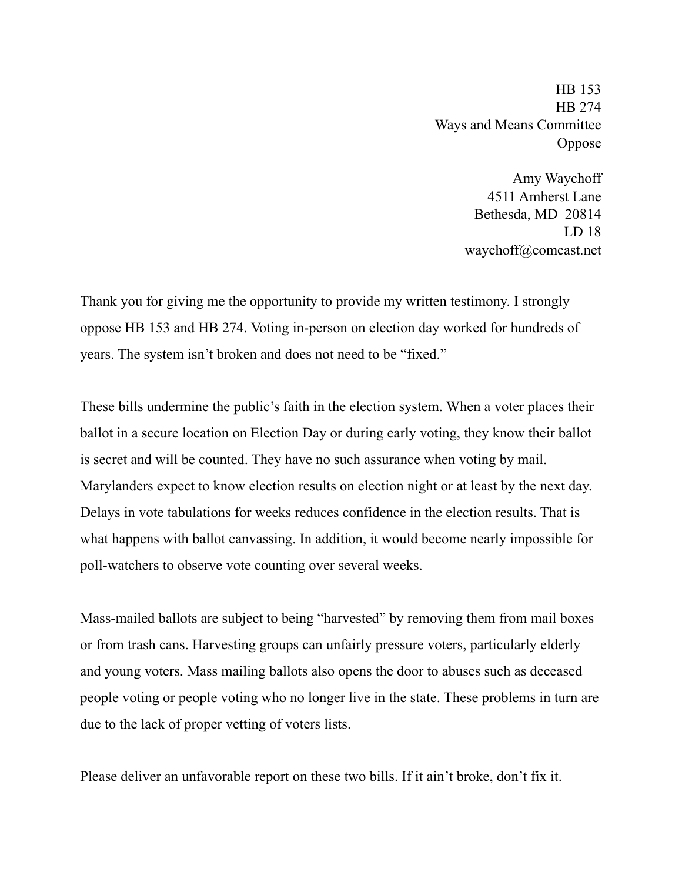HB 153  
HB 274  
Ways and Means Committee  
Oppose

Amy Waychoff  
4511 Amherst Lane  
Bethesda, MD 20814  
LD 18  
waychoff@comcast.net

Thank you for giving me the opportunity to provide my written testimony. I strongly oppose HB 153 and HB 274. Voting in-person on election day worked for hundreds of years. The system isn't broken and does not need to be "fixed."

These bills undermine the public's faith in the election system. When a voter places their ballot in a secure location on Election Day or during early voting, they know their ballot is secret and will be counted. They have no such assurance when voting by mail. Marylanders expect to know election results on election night or at least by the next day. Delays in vote tabulations for weeks reduces confidence in the election results. That is what happens with ballot canvassing. In addition, it would become nearly impossible for poll-watchers to observe vote counting over several weeks.

Mass-mailed ballots are subject to being "harvested" by removing them from mail boxes or from trash cans. Harvesting groups can unfairly pressure voters, particularly elderly and young voters. Mass mailing ballots also opens the door to abuses such as deceased people voting or people voting who no longer live in the state. These problems in turn are due to the lack of proper vetting of voters lists.

Please deliver an unfavorable report on these two bills. If it ain't broke, don't fix it.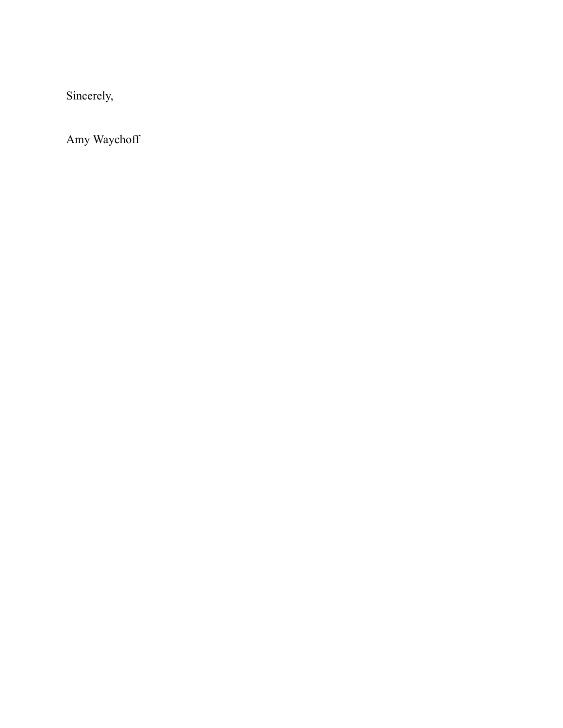Sincerely,

Amy Waychoff